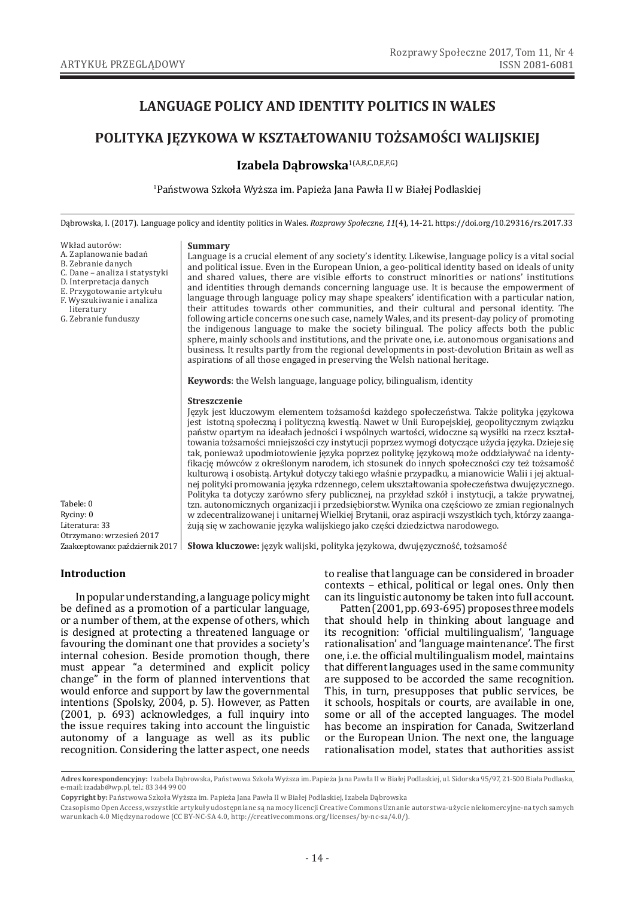ARTYKUŁ PRZEGLĄDOWY

# LANGUAGE POLICY AND IDENTITY POLITICS IN WALES

# POLITYKA JĘZYKOWA W KSZTAŁTOWANIU TOŻSAMOŚCI WALIJSKIEJ

**Izabela Dąbrowska**[1(A,B,C,D,E,F,G)]

[1]Państwowa Szkoła Wyższa im. Papieża Jana Pawła II w Białej Podlaskiej

Dąbrowska, I. (2017). Language policy and identity politics in Wales. *Rozprawy Społeczne, 11*(4), 14-21. https://doi.org/10.29316/rs.2017.33

Wkład autorów:
A. Zaplanowanie badań
B. Zebranie danych
C. Dane – analiza i statystyki
D. Interpretacja danych
E. Przygotowanie artykułu
F. Wyszukiwanie i analiza literatury
G. Zebranie funduszy

Tabele: 0
Ryciny: 0
Literatura: 33
Otrzymano: wrzesień 2017
Zaakceptowano: październik 2017

**Summary**

Language is a crucial element of any society's identity. Likewise, language policy is a vital social and political issue. Even in the European Union, a geo-political identity based on ideals of unity and shared values, there are visible efforts to construct minorities or nations' institutions and identities through demands concerning language use. It is because the empowerment of language through language policy may shape speakers' identification with a particular nation, their attitudes towards other communities, and their cultural and personal identity. The following article concerns one such case, namely Wales, and its present-day policy of promoting the indigenous language to make the society bilingual. The policy affects both the public sphere, mainly schools and institutions, and the private one, i.e. autonomous organisations and business. It results partly from the regional developments in post-devolution Britain as well as aspirations of all those engaged in preserving the Welsh national heritage.

**Keywords**: the Welsh language, language policy, bilingualism, identity

**Streszczenie**

Język jest kluczowym elementem tożsamości każdego społeczeństwa. Także polityka językowa jest istotną społeczną i polityczną kwestią. Nawet w Unii Europejskiej, geopolitycznym związku państw opartym na ideałach jedności i wspólnych wartości, widoczne są wysiłki na rzecz kształtowania tożsamości mniejszości czy instytucji poprzez wymogi dotyczące użycia języka. Dzieje się tak, ponieważ upodmiotowienie języka poprzez politykę językową może oddziaływać na identyfikację mówców z określonym narodem, ich stosunek do innych społeczności czy też tożsamość kulturową i osobistą. Artykuł dotyczy takiego właśnie przypadku, a mianowicie Walii i jej aktualnej polityki promowania języka rdzennego, celem ukształtowania społeczeństwa dwujęzycznego. Polityka ta dotyczy zarówno sfery publicznej, na przykład szkół i instytucji, a także prywatnej, tzn. autonomicznych organizacji i przedsiębiorstw. Wynika ona częściowo ze zmian regionalnych w zdecentralizowanej i unitarnej Wielkiej Brytanii, oraz aspiracji wszystkich tych, którzy zaangażują się w zachowanie języka walijskiego jako części dziedzictwa narodowego.

**Słowa kluczowe:** język walijski, polityka językowa, dwujęzyczność, tożsamość

## Introduction

In popular understanding, a language policy might be defined as a promotion of a particular language, or a number of them, at the expense of others, which is designed at protecting a threatened language or favouring the dominant one that provides a society's internal cohesion. Beside promotion though, there must appear "a determined and explicit policy change" in the form of planned interventions that would enforce and support by law the governmental intentions (Spolsky, 2004, p. 5). However, as Patten (2001, p. 693) acknowledges, a full inquiry into the issue requires taking into account the linguistic autonomy of a language as well as its public recognition. Considering the latter aspect, one needs to realise that language can be considered in broader contexts – ethical, political or legal ones. Only then can its linguistic autonomy be taken into full account.

Patten (2001, pp. 693-695) proposes three models that should help in thinking about language and its recognition: 'official multilingualism', 'language rationalisation' and 'language maintenance'. The first one, i.e. the official multilingualism model, maintains that different languages used in the same community are supposed to be accorded the same recognition. This, in turn, presupposes that public services, be it schools, hospitals or courts, are available in one, some or all of the accepted languages. The model has become an inspiration for Canada, Switzerland or the European Union. The next one, the language rationalisation model, states that authorities assist

**Adres korespondencyjny:** Izabela Dąbrowska, Państwowa Szkoła Wyższa im. Papieża Jana Pawła II w Białej Podlaskiej, ul. Sidorska 95/97, 21-500 Biała Podlaska, e-mail: izadab@wp.pl, tel.: 83 344 99 00

**Copyright by:** Państwowa Szkoła Wyższa im. Papieża Jana Pawła II w Białej Podlaskiej, Izabela Dąbrowska

Czasopismo Open Access, wszystkie artykuły udostępniane są na mocy licencji Creative Commons Uznanie autorstwa-użycie niekomercyjne-na tych samych warunkach 4.0 Międzynarodowe (CC BY-NC-SA 4.0, http://creativecommons.org/licenses/by-nc-sa/4.0/).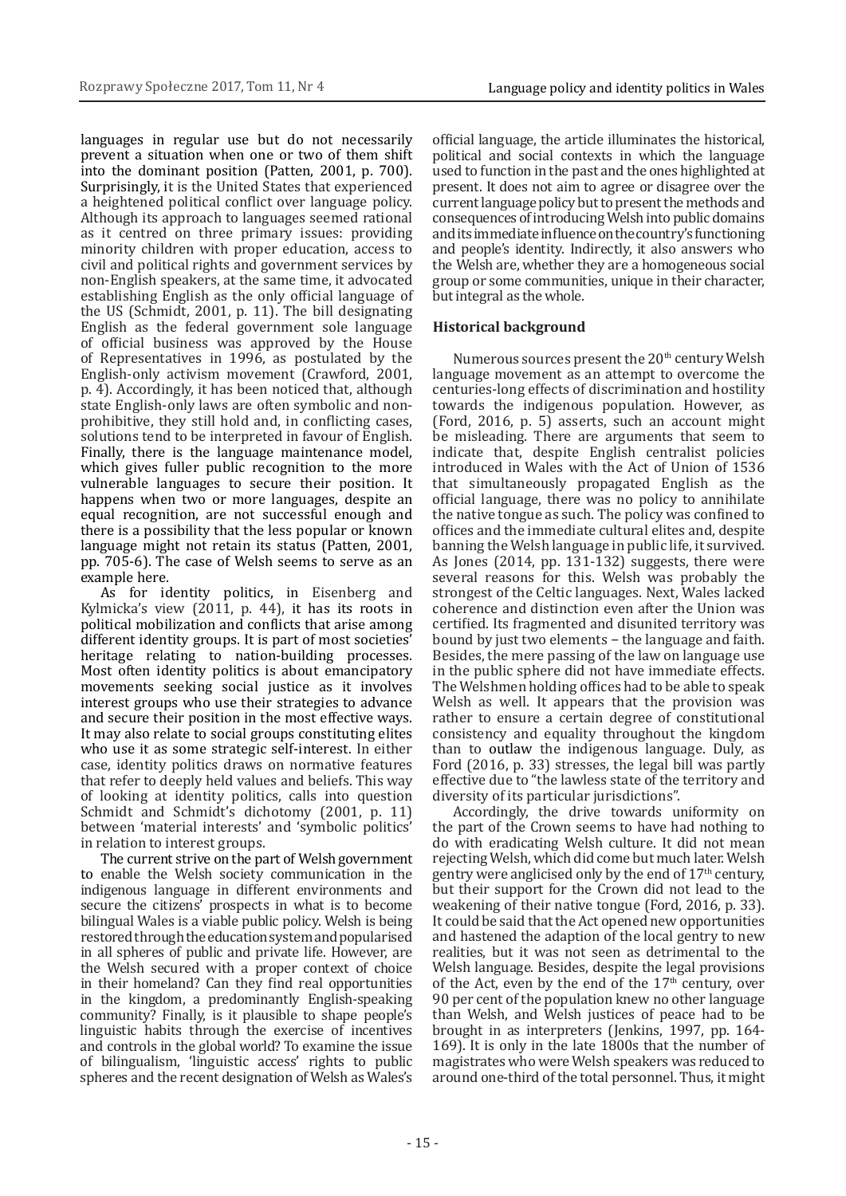languages in regular use but do not necessarily prevent a situation when one or two of them shift into the dominant position (Patten, 2001, p. 700). Surprisingly, it is the United States that experienced a heightened political conflict over language policy. Although its approach to languages seemed rational as it centred on three primary issues: providing minority children with proper education, access to civil and political rights and government services by non-English speakers, at the same time, it advocated establishing English as the only official language of the US (Schmidt, 2001, p. 11). The bill designating English as the federal government sole language of official business was approved by the House of Representatives in 1996, as postulated by the English-only activism movement (Crawford, 2001, p. 4). Accordingly, it has been noticed that, although state English-only laws are often symbolic and non-prohibitive, they still hold and, in conflicting cases, solutions tend to be interpreted in favour of English. Finally, there is the language maintenance model, which gives fuller public recognition to the more vulnerable languages to secure their position. It happens when two or more languages, despite an equal recognition, are not successful enough and there is a possibility that the less popular or known language might not retain its status (Patten, 2001, pp. 705-6). The case of Welsh seems to serve as an example here.

As for identity politics, in Eisenberg and Kylmicka's view (2011, p. 44), it has its roots in political mobilization and conflicts that arise among different identity groups. It is part of most societies' heritage relating to nation-building processes. Most often identity politics is about emancipatory movements seeking social justice as it involves interest groups who use their strategies to advance and secure their position in the most effective ways. It may also relate to social groups constituting elites who use it as some strategic self-interest. In either case, identity politics draws on normative features that refer to deeply held values and beliefs. This way of looking at identity politics, calls into question Schmidt and Schmidt's dichotomy (2001, p. 11) between 'material interests' and 'symbolic politics' in relation to interest groups.

The current strive on the part of Welsh government to enable the Welsh society communication in the indigenous language in different environments and secure the citizens' prospects in what is to become bilingual Wales is a viable public policy. Welsh is being restored through the education system and popularised in all spheres of public and private life. However, are the Welsh secured with a proper context of choice in their homeland? Can they find real opportunities in the kingdom, a predominantly English-speaking community? Finally, is it plausible to shape people's linguistic habits through the exercise of incentives and controls in the global world? To examine the issue of bilingualism, 'linguistic access' rights to public spheres and the recent designation of Welsh as Wales's official language, the article illuminates the historical, political and social contexts in which the language used to function in the past and the ones highlighted at present. It does not aim to agree or disagree over the current language policy but to present the methods and consequences of introducing Welsh into public domains and its immediate influence on the country's functioning and people's identity. Indirectly, it also answers who the Welsh are, whether they are a homogeneous social group or some communities, unique in their character, but integral as the whole.

### Historical background

Numerous sources present the 20th century Welsh language movement as an attempt to overcome the centuries-long effects of discrimination and hostility towards the indigenous population. However, as (Ford, 2016, p. 5) asserts, such an account might be misleading. There are arguments that seem to indicate that, despite English centralist policies introduced in Wales with the Act of Union of 1536 that simultaneously propagated English as the official language, there was no policy to annihilate the native tongue as such. The policy was confined to offices and the immediate cultural elites and, despite banning the Welsh language in public life, it survived. As Jones (2014, pp. 131-132) suggests, there were several reasons for this. Welsh was probably the strongest of the Celtic languages. Next, Wales lacked coherence and distinction even after the Union was certified. Its fragmented and disunited territory was bound by just two elements – the language and faith. Besides, the mere passing of the law on language use in the public sphere did not have immediate effects. The Welshmen holding offices had to be able to speak Welsh as well. It appears that the provision was rather to ensure a certain degree of constitutional consistency and equality throughout the kingdom than to outlaw the indigenous language. Duly, as Ford (2016, p. 33) stresses, the legal bill was partly effective due to "the lawless state of the territory and diversity of its particular jurisdictions".

Accordingly, the drive towards uniformity on the part of the Crown seems to have had nothing to do with eradicating Welsh culture. It did not mean rejecting Welsh, which did come but much later. Welsh gentry were anglicised only by the end of 17th century, but their support for the Crown did not lead to the weakening of their native tongue (Ford, 2016, p. 33). It could be said that the Act opened new opportunities and hastened the adaption of the local gentry to new realities, but it was not seen as detrimental to the Welsh language. Besides, despite the legal provisions of the Act, even by the end of the 17th century, over 90 per cent of the population knew no other language than Welsh, and Welsh justices of peace had to be brought in as interpreters (Jenkins, 1997, pp. 164-169). It is only in the late 1800s that the number of magistrates who were Welsh speakers was reduced to around one-third of the total personnel. Thus, it might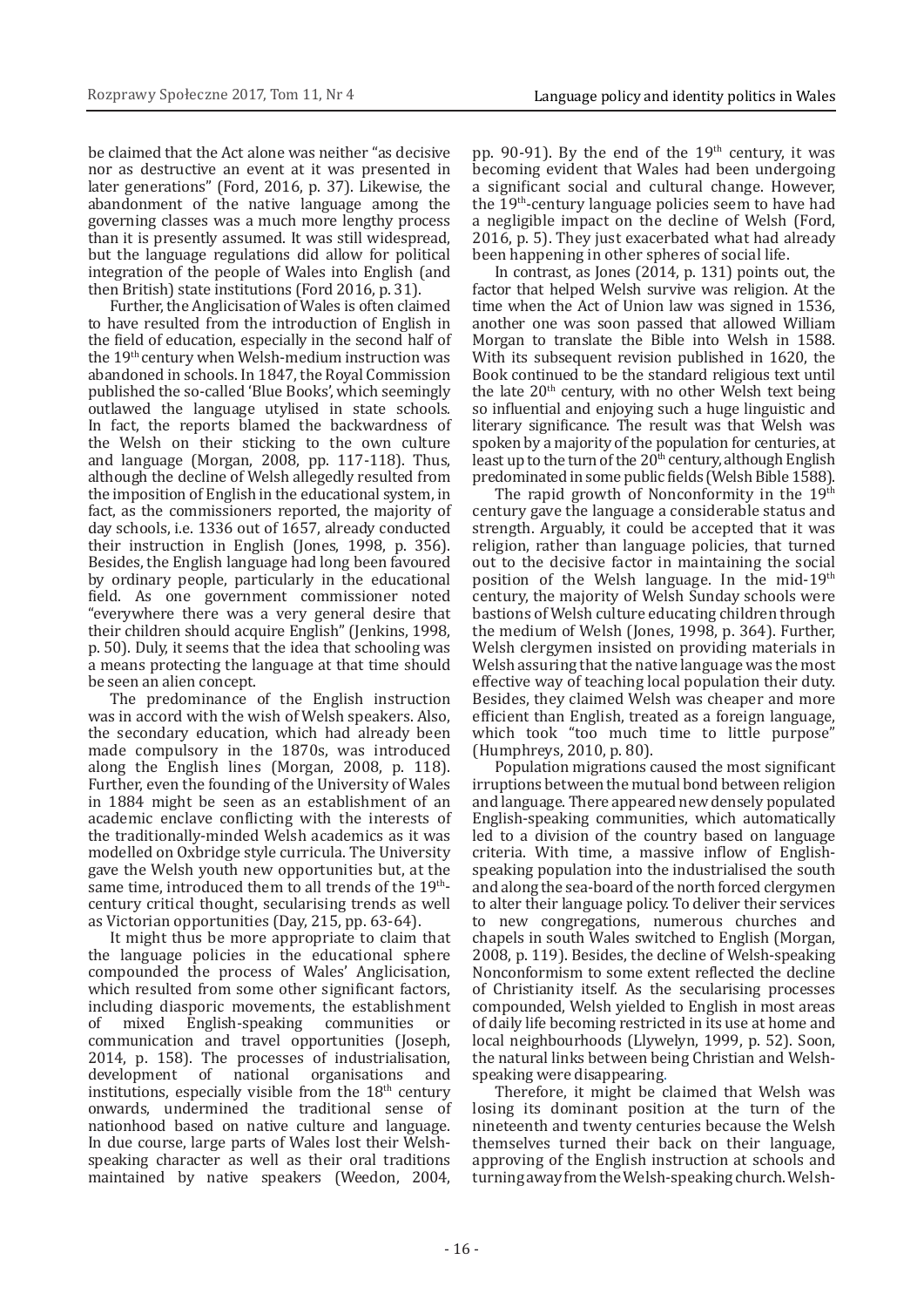be claimed that the Act alone was neither "as decisive nor as destructive an event at it was presented in later generations" (Ford, 2016, p. 37). Likewise, the abandonment of the native language among the governing classes was a much more lengthy process than it is presently assumed. It was still widespread, but the language regulations did allow for political integration of the people of Wales into English (and then British) state institutions (Ford 2016, p. 31).

Further, the Anglicisation of Wales is often claimed to have resulted from the introduction of English in the field of education, especially in the second half of the 19th century when Welsh-medium instruction was abandoned in schools. In 1847, the Royal Commission published the so-called 'Blue Books', which seemingly outlawed the language utylised in state schools. In fact, the reports blamed the backwardness of the Welsh on their sticking to the own culture and language (Morgan, 2008, pp. 117-118). Thus, although the decline of Welsh allegedly resulted from the imposition of English in the educational system, in fact, as the commissioners reported, the majority of day schools, i.e. 1336 out of 1657, already conducted their instruction in English (Jones, 1998, p. 356). Besides, the English language had long been favoured by ordinary people, particularly in the educational field. As one government commissioner noted "everywhere there was a very general desire that their children should acquire English" (Jenkins, 1998, p. 50). Duly, it seems that the idea that schooling was a means protecting the language at that time should be seen an alien concept.

The predominance of the English instruction was in accord with the wish of Welsh speakers. Also, the secondary education, which had already been made compulsory in the 1870s, was introduced along the English lines (Morgan, 2008, p. 118). Further, even the founding of the University of Wales in 1884 might be seen as an establishment of an academic enclave conflicting with the interests of the traditionally-minded Welsh academics as it was modelled on Oxbridge style curricula. The University gave the Welsh youth new opportunities but, at the same time, introduced them to all trends of the 19th-century critical thought, secularising trends as well as Victorian opportunities (Day, 215, pp. 63-64).

It might thus be more appropriate to claim that the language policies in the educational sphere compounded the process of Wales' Anglicisation, which resulted from some other significant factors, including diasporic movements, the establishment of mixed English-speaking communities or communication and travel opportunities (Joseph, 2014, p. 158). The processes of industrialisation, development of national organisations and institutions, especially visible from the 18th century onwards, undermined the traditional sense of nationhood based on native culture and language. In due course, large parts of Wales lost their Welsh-speaking character as well as their oral traditions maintained by native speakers (Weedon, 2004, pp. 90-91). By the end of the 19th century, it was becoming evident that Wales had been undergoing a significant social and cultural change. However, the 19th-century language policies seem to have had a negligible impact on the decline of Welsh (Ford, 2016, p. 5). They just exacerbated what had already been happening in other spheres of social life.

In contrast, as Jones (2014, p. 131) points out, the factor that helped Welsh survive was religion. At the time when the Act of Union law was signed in 1536, another one was soon passed that allowed William Morgan to translate the Bible into Welsh in 1588. With its subsequent revision published in 1620, the Book continued to be the standard religious text until the late 20th century, with no other Welsh text being so influential and enjoying such a huge linguistic and literary significance. The result was that Welsh was spoken by a majority of the population for centuries, at least up to the turn of the 20th century, although English predominated in some public fields (Welsh Bible 1588).

The rapid growth of Nonconformity in the 19th century gave the language a considerable status and strength. Arguably, it could be accepted that it was religion, rather than language policies, that turned out to the decisive factor in maintaining the social position of the Welsh language. In the mid-19th century, the majority of Welsh Sunday schools were bastions of Welsh culture educating children through the medium of Welsh (Jones, 1998, p. 364). Further, Welsh clergymen insisted on providing materials in Welsh assuring that the native language was the most effective way of teaching local population their duty. Besides, they claimed Welsh was cheaper and more efficient than English, treated as a foreign language, which took "too much time to little purpose" (Humphreys, 2010, p. 80).

Population migrations caused the most significant irruptions between the mutual bond between religion and language. There appeared new densely populated English-speaking communities, which automatically led to a division of the country based on language criteria. With time, a massive inflow of English-speaking population into the industrialised the south and along the sea-board of the north forced clergymen to alter their language policy. To deliver their services to new congregations, numerous churches and chapels in south Wales switched to English (Morgan, 2008, p. 119). Besides, the decline of Welsh-speaking Nonconformism to some extent reflected the decline of Christianity itself. As the secularising processes compounded, Welsh yielded to English in most areas of daily life becoming restricted in its use at home and local neighbourhoods (Llywelyn, 1999, p. 52). Soon, the natural links between being Christian and Welsh-speaking were disappearing.

Therefore, it might be claimed that Welsh was losing its dominant position at the turn of the nineteenth and twenty centuries because the Welsh themselves turned their back on their language, approving of the English instruction at schools and turning away from the Welsh-speaking church. Welsh-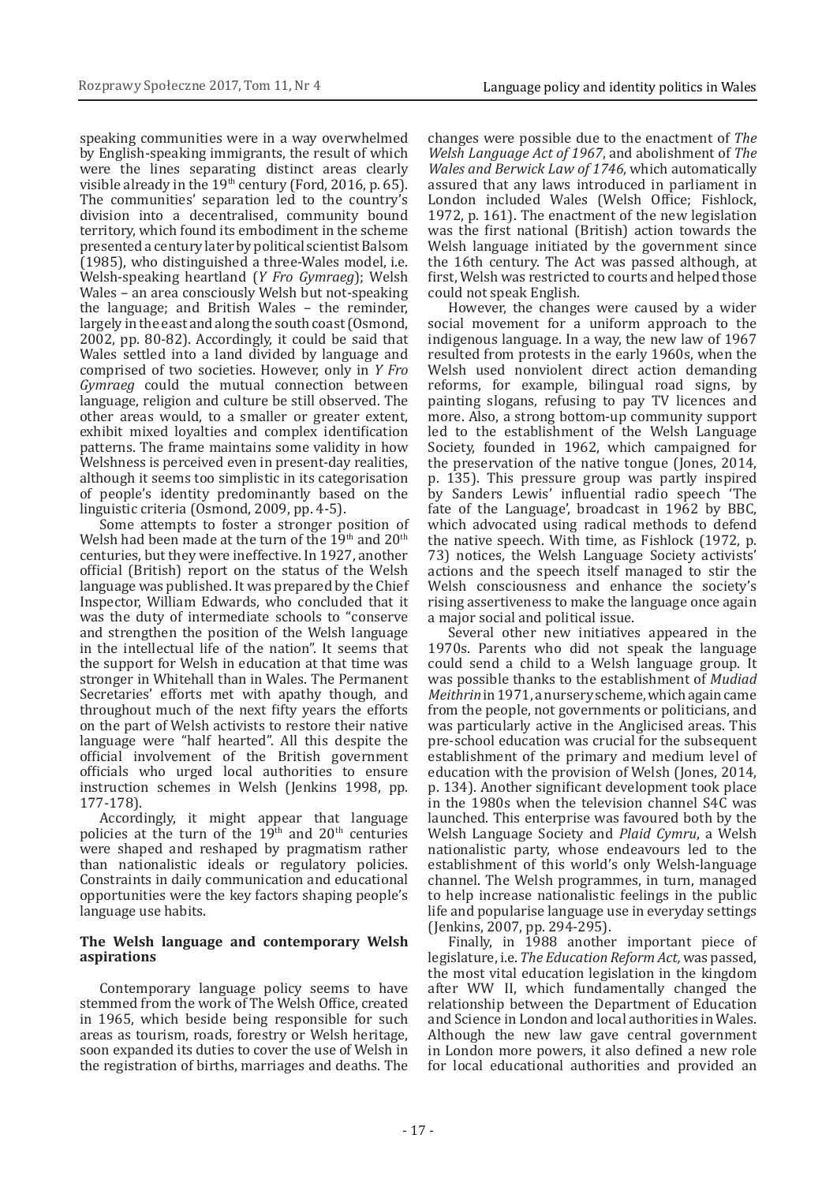speaking communities were in a way overwhelmed by English-speaking immigrants, the result of which were the lines separating distinct areas clearly visible already in the 19th century (Ford, 2016, p. 65). The communities' separation led to the country's division into a decentralised, community bound territory, which found its embodiment in the scheme presented a century later by political scientist Balsom (1985), who distinguished a three-Wales model, i.e. Welsh-speaking heartland (*Y Fro Gymraeg*); Welsh Wales – an area consciously Welsh but not-speaking the language; and British Wales – the reminder, largely in the east and along the south coast (Osmond, 2002, pp. 80-82). Accordingly, it could be said that Wales settled into a land divided by language and comprised of two societies. However, only in *Y Fro Gymraeg* could the mutual connection between language, religion and culture be still observed. The other areas would, to a smaller or greater extent, exhibit mixed loyalties and complex identification patterns. The frame maintains some validity in how Welshness is perceived even in present-day realities, although it seems too simplistic in its categorisation of people's identity predominantly based on the linguistic criteria (Osmond, 2009, pp. 4-5).

Some attempts to foster a stronger position of Welsh had been made at the turn of the 19th and 20th centuries, but they were ineffective. In 1927, another official (British) report on the status of the Welsh language was published. It was prepared by the Chief Inspector, William Edwards, who concluded that it was the duty of intermediate schools to "conserve and strengthen the position of the Welsh language in the intellectual life of the nation". It seems that the support for Welsh in education at that time was stronger in Whitehall than in Wales. The Permanent Secretaries' efforts met with apathy though, and throughout much of the next fifty years the efforts on the part of Welsh activists to restore their native language were "half hearted". All this despite the official involvement of the British government officials who urged local authorities to ensure instruction schemes in Welsh (Jenkins 1998, pp. 177-178).

Accordingly, it might appear that language policies at the turn of the 19th and 20th centuries were shaped and reshaped by pragmatism rather than nationalistic ideals or regulatory policies. Constraints in daily communication and educational opportunities were the key factors shaping people's language use habits.

### The Welsh language and contemporary Welsh aspirations

Contemporary language policy seems to have stemmed from the work of The Welsh Office, created in 1965, which beside being responsible for such areas as tourism, roads, forestry or Welsh heritage, soon expanded its duties to cover the use of Welsh in the registration of births, marriages and deaths. The changes were possible due to the enactment of *The Welsh Language Act of 1967*, and abolishment of *The Wales and Berwick Law of 1746*, which automatically assured that any laws introduced in parliament in London included Wales (Welsh Office; Fishlock, 1972, p. 161). The enactment of the new legislation was the first national (British) action towards the Welsh language initiated by the government since the 16th century. The Act was passed although, at first, Welsh was restricted to courts and helped those could not speak English.

However, the changes were caused by a wider social movement for a uniform approach to the indigenous language. In a way, the new law of 1967 resulted from protests in the early 1960s, when the Welsh used nonviolent direct action demanding reforms, for example, bilingual road signs, by painting slogans, refusing to pay TV licences and more. Also, a strong bottom-up community support led to the establishment of the Welsh Language Society, founded in 1962, which campaigned for the preservation of the native tongue (Jones, 2014, p. 135). This pressure group was partly inspired by Sanders Lewis' influential radio speech 'The fate of the Language', broadcast in 1962 by BBC, which advocated using radical methods to defend the native speech. With time, as Fishlock (1972, p. 73) notices, the Welsh Language Society activists' actions and the speech itself managed to stir the Welsh consciousness and enhance the society's rising assertiveness to make the language once again a major social and political issue.

Several other new initiatives appeared in the 1970s. Parents who did not speak the language could send a child to a Welsh language group. It was possible thanks to the establishment of *Mudiad Meithrin* in 1971, a nursery scheme, which again came from the people, not governments or politicians, and was particularly active in the Anglicised areas. This pre-school education was crucial for the subsequent establishment of the primary and medium level of education with the provision of Welsh (Jones, 2014, p. 134). Another significant development took place in the 1980s when the television channel S4C was launched. This enterprise was favoured both by the Welsh Language Society and *Plaid Cymru*, a Welsh nationalistic party, whose endeavours led to the establishment of this world's only Welsh-language channel. The Welsh programmes, in turn, managed to help increase nationalistic feelings in the public life and popularise language use in everyday settings (Jenkins, 2007, pp. 294-295).

Finally, in 1988 another important piece of legislature, i.e. *The Education Reform Act,* was passed, the most vital education legislation in the kingdom after WW II, which fundamentally changed the relationship between the Department of Education and Science in London and local authorities in Wales. Although the new law gave central government in London more powers, it also defined a new role for local educational authorities and provided an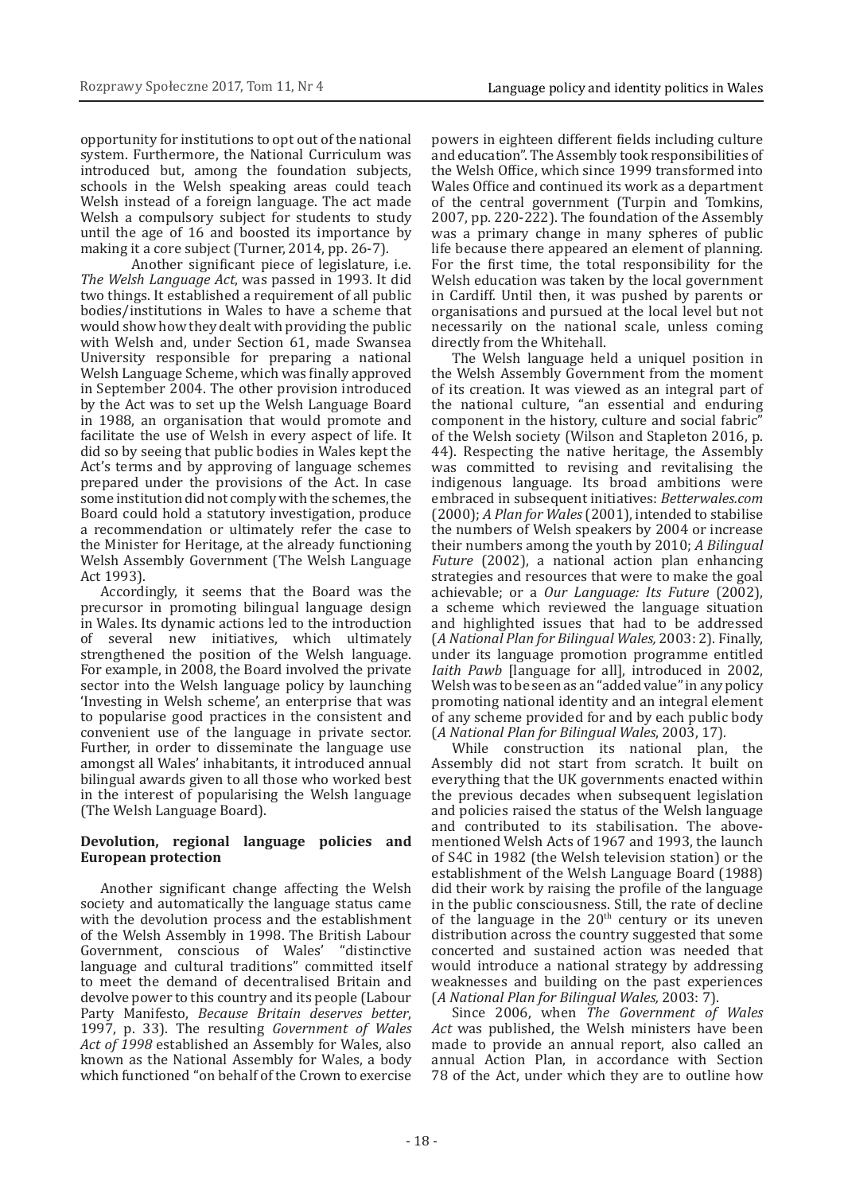opportunity for institutions to opt out of the national system. Furthermore, the National Curriculum was introduced but, among the foundation subjects, schools in the Welsh speaking areas could teach Welsh instead of a foreign language. The act made Welsh a compulsory subject for students to study until the age of 16 and boosted its importance by making it a core subject (Turner, 2014, pp. 26-7).

Another significant piece of legislature, i.e. *The Welsh Language Act*, was passed in 1993. It did two things. It established a requirement of all public bodies/institutions in Wales to have a scheme that would show how they dealt with providing the public with Welsh and, under Section 61, made Swansea University responsible for preparing a national Welsh Language Scheme, which was finally approved in September 2004. The other provision introduced by the Act was to set up the Welsh Language Board in 1988, an organisation that would promote and facilitate the use of Welsh in every aspect of life. It did so by seeing that public bodies in Wales kept the Act's terms and by approving of language schemes prepared under the provisions of the Act. In case some institution did not comply with the schemes, the Board could hold a statutory investigation, produce a recommendation or ultimately refer the case to the Minister for Heritage, at the already functioning Welsh Assembly Government (The Welsh Language Act 1993).

Accordingly, it seems that the Board was the precursor in promoting bilingual language design in Wales. Its dynamic actions led to the introduction of several new initiatives, which ultimately strengthened the position of the Welsh language. For example, in 2008, the Board involved the private sector into the Welsh language policy by launching 'Investing in Welsh scheme', an enterprise that was to popularise good practices in the consistent and convenient use of the language in private sector. Further, in order to disseminate the language use amongst all Wales' inhabitants, it introduced annual bilingual awards given to all those who worked best in the interest of popularising the Welsh language (The Welsh Language Board).

## Devolution, regional language policies and European protection

Another significant change affecting the Welsh society and automatically the language status came with the devolution process and the establishment of the Welsh Assembly in 1998. The British Labour Government, conscious of Wales' "distinctive language and cultural traditions" committed itself to meet the demand of decentralised Britain and devolve power to this country and its people (Labour Party Manifesto, *Because Britain deserves better*, 1997, p. 33). The resulting *Government of Wales Act of 1998* established an Assembly for Wales, also known as the National Assembly for Wales, a body which functioned "on behalf of the Crown to exercise powers in eighteen different fields including culture and education". The Assembly took responsibilities of the Welsh Office, which since 1999 transformed into Wales Office and continued its work as a department of the central government (Turpin and Tomkins, 2007, pp. 220-222). The foundation of the Assembly was a primary change in many spheres of public life because there appeared an element of planning. For the first time, the total responsibility for the Welsh education was taken by the local government in Cardiff. Until then, it was pushed by parents or organisations and pursued at the local level but not necessarily on the national scale, unless coming directly from the Whitehall.

The Welsh language held a uniquel position in the Welsh Assembly Government from the moment of its creation. It was viewed as an integral part of the national culture, "an essential and enduring component in the history, culture and social fabric" of the Welsh society (Wilson and Stapleton 2016, p. 44). Respecting the native heritage, the Assembly was committed to revising and revitalising the indigenous language. Its broad ambitions were embraced in subsequent initiatives: *Betterwales.com* (2000); *A Plan for Wales* (2001), intended to stabilise the numbers of Welsh speakers by 2004 or increase their numbers among the youth by 2010; *A Bilingual Future* (2002), a national action plan enhancing strategies and resources that were to make the goal achievable; or a *Our Language: Its Future* (2002), a scheme which reviewed the language situation and highlighted issues that had to be addressed (*A National Plan for Bilingual Wales,* 2003: 2). Finally, under its language promotion programme entitled *Iaith Pawb* [language for all], introduced in 2002, Welsh was to be seen as an "added value" in any policy promoting national identity and an integral element of any scheme provided for and by each public body (*A National Plan for Bilingual Wales*, 2003, 17).

While construction its national plan, the Assembly did not start from scratch. It built on everything that the UK governments enacted within the previous decades when subsequent legislation and policies raised the status of the Welsh language and contributed to its stabilisation. The above-mentioned Welsh Acts of 1967 and 1993, the launch of S4C in 1982 (the Welsh television station) or the establishment of the Welsh Language Board (1988) did their work by raising the profile of the language in the public consciousness. Still, the rate of decline of the language in the 20th century or its uneven distribution across the country suggested that some concerted and sustained action was needed that would introduce a national strategy by addressing weaknesses and building on the past experiences (*A National Plan for Bilingual Wales,* 2003: 7).

Since 2006, when *The Government of Wales Act* was published, the Welsh ministers have been made to provide an annual report, also called an annual Action Plan, in accordance with Section 78 of the Act, under which they are to outline how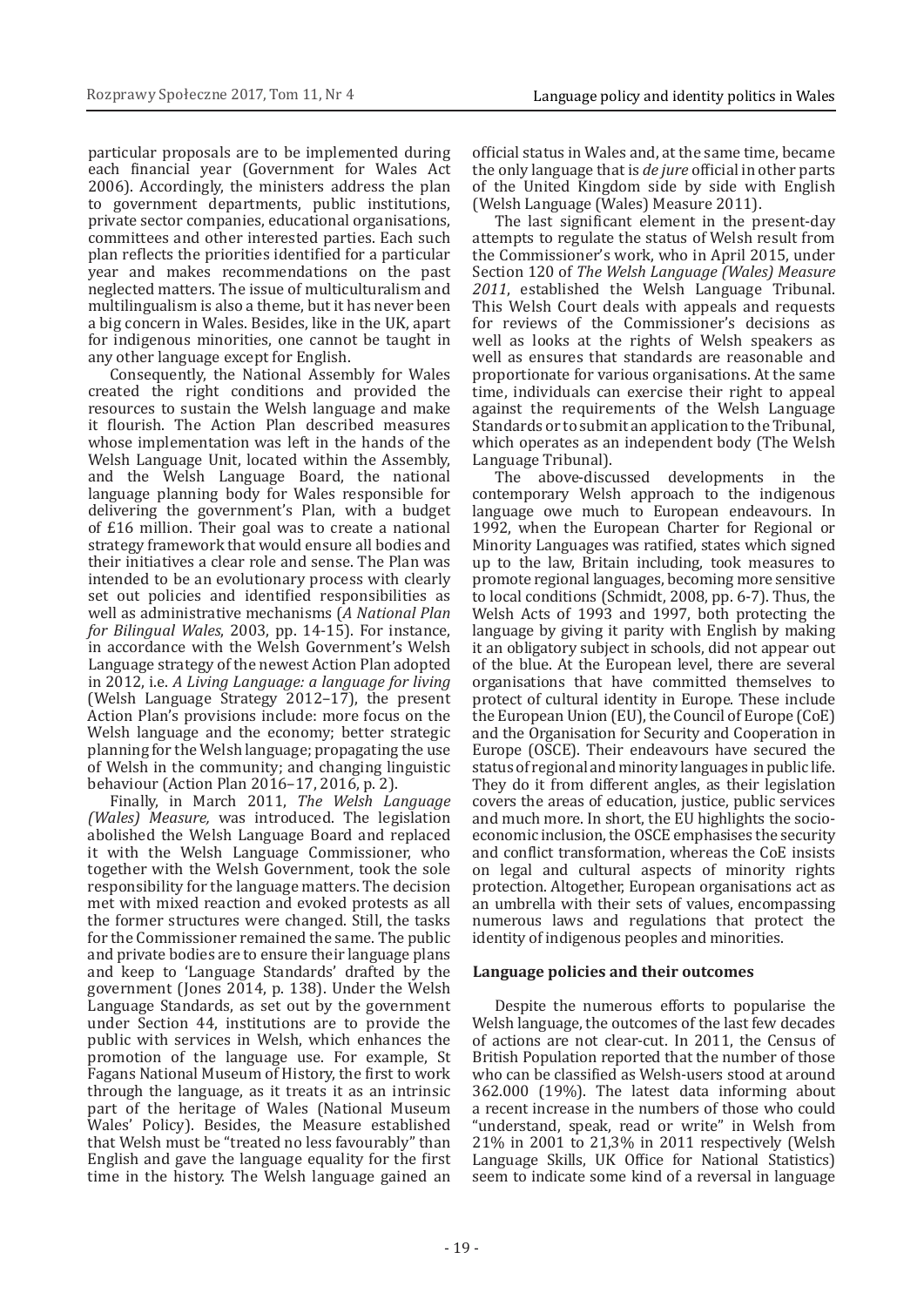particular proposals are to be implemented during each financial year (Government for Wales Act 2006). Accordingly, the ministers address the plan to government departments, public institutions, private sector companies, educational organisations, committees and other interested parties. Each such plan reflects the priorities identified for a particular year and makes recommendations on the past neglected matters. The issue of multiculturalism and multilingualism is also a theme, but it has never been a big concern in Wales. Besides, like in the UK, apart for indigenous minorities, one cannot be taught in any other language except for English.

Consequently, the National Assembly for Wales created the right conditions and provided the resources to sustain the Welsh language and make it flourish. The Action Plan described measures whose implementation was left in the hands of the Welsh Language Unit, located within the Assembly, and the Welsh Language Board, the national language planning body for Wales responsible for delivering the government's Plan, with a budget of £16 million. Their goal was to create a national strategy framework that would ensure all bodies and their initiatives a clear role and sense. The Plan was intended to be an evolutionary process with clearly set out policies and identified responsibilities as well as administrative mechanisms (*A National Plan for Bilingual Wales*, 2003, pp. 14-15). For instance, in accordance with the Welsh Government's Welsh Language strategy of the newest Action Plan adopted in 2012, i.e. *A Living Language: a language for living* (Welsh Language Strategy 2012–17), the present Action Plan's provisions include: more focus on the Welsh language and the economy; better strategic planning for the Welsh language; propagating the use of Welsh in the community; and changing linguistic behaviour (Action Plan 2016–17, 2016, p. 2).

Finally, in March 2011, *The Welsh Language (Wales) Measure,* was introduced. The legislation abolished the Welsh Language Board and replaced it with the Welsh Language Commissioner, who together with the Welsh Government, took the sole responsibility for the language matters. The decision met with mixed reaction and evoked protests as all the former structures were changed. Still, the tasks for the Commissioner remained the same. The public and private bodies are to ensure their language plans and keep to 'Language Standards' drafted by the government (Jones 2014, p. 138). Under the Welsh Language Standards, as set out by the government under Section 44, institutions are to provide the public with services in Welsh, which enhances the promotion of the language use. For example, St Fagans National Museum of History, the first to work through the language, as it treats it as an intrinsic part of the heritage of Wales (National Museum Wales' Policy). Besides, the Measure established that Welsh must be "treated no less favourably" than English and gave the language equality for the first time in the history. The Welsh language gained an official status in Wales and, at the same time, became the only language that is *de jure* official in other parts of the United Kingdom side by side with English (Welsh Language (Wales) Measure 2011).

The last significant element in the present-day attempts to regulate the status of Welsh result from the Commissioner's work, who in April 2015, under Section 120 of *The Welsh Language (Wales) Measure 2011*, established the Welsh Language Tribunal. This Welsh Court deals with appeals and requests for reviews of the Commissioner's decisions as well as looks at the rights of Welsh speakers as well as ensures that standards are reasonable and proportionate for various organisations. At the same time, individuals can exercise their right to appeal against the requirements of the Welsh Language Standards or to submit an application to the Tribunal, which operates as an independent body (The Welsh Language Tribunal).

The above-discussed developments in the contemporary Welsh approach to the indigenous language owe much to European endeavours. In 1992, when the European Charter for Regional or Minority Languages was ratified, states which signed up to the law, Britain including, took measures to promote regional languages, becoming more sensitive to local conditions (Schmidt, 2008, pp. 6-7). Thus, the Welsh Acts of 1993 and 1997, both protecting the language by giving it parity with English by making it an obligatory subject in schools, did not appear out of the blue. At the European level, there are several organisations that have committed themselves to protect of cultural identity in Europe. These include the European Union (EU), the Council of Europe (CoE) and the Organisation for Security and Cooperation in Europe (OSCE). Their endeavours have secured the status of regional and minority languages in public life. They do it from different angles, as their legislation covers the areas of education, justice, public services and much more. In short, the EU highlights the socio-economic inclusion, the OSCE emphasises the security and conflict transformation, whereas the CoE insists on legal and cultural aspects of minority rights protection. Altogether, European organisations act as an umbrella with their sets of values, encompassing numerous laws and regulations that protect the identity of indigenous peoples and minorities.

## Language policies and their outcomes

Despite the numerous efforts to popularise the Welsh language, the outcomes of the last few decades of actions are not clear-cut. In 2011, the Census of British Population reported that the number of those who can be classified as Welsh-users stood at around 362.000 (19%). The latest data informing about a recent increase in the numbers of those who could "understand, speak, read or write" in Welsh from 21% in 2001 to 21,3% in 2011 respectively (Welsh Language Skills, UK Office for National Statistics) seem to indicate some kind of a reversal in language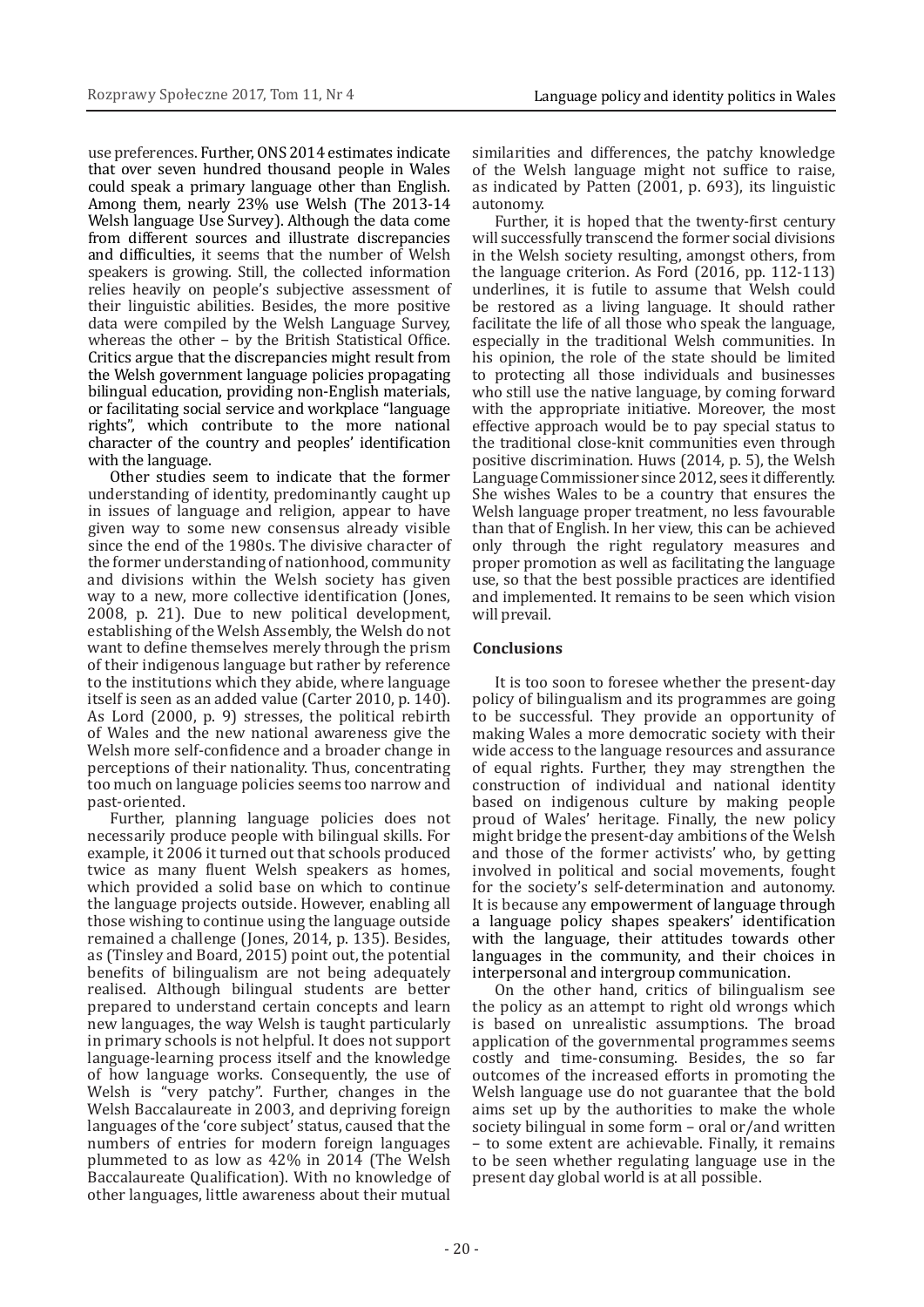use preferences. Further, ONS 2014 estimates indicate that over seven hundred thousand people in Wales could speak a primary language other than English. Among them, nearly 23% use Welsh (The 2013-14 Welsh language Use Survey). Although the data come from different sources and illustrate discrepancies and difficulties, it seems that the number of Welsh speakers is growing. Still, the collected information relies heavily on people's subjective assessment of their linguistic abilities. Besides, the more positive data were compiled by the Welsh Language Survey, whereas the other – by the British Statistical Office. Critics argue that the discrepancies might result from the Welsh government language policies propagating bilingual education, providing non-English materials, or facilitating social service and workplace "language rights", which contribute to the more national character of the country and peoples' identification with the language.

Other studies seem to indicate that the former understanding of identity, predominantly caught up in issues of language and religion, appear to have given way to some new consensus already visible since the end of the 1980s. The divisive character of the former understanding of nationhood, community and divisions within the Welsh society has given way to a new, more collective identification (Jones, 2008, p. 21). Due to new political development, establishing of the Welsh Assembly, the Welsh do not want to define themselves merely through the prism of their indigenous language but rather by reference to the institutions which they abide, where language itself is seen as an added value (Carter 2010, p. 140). As Lord (2000, p. 9) stresses, the political rebirth of Wales and the new national awareness give the Welsh more self-confidence and a broader change in perceptions of their nationality. Thus, concentrating too much on language policies seems too narrow and past-oriented.

Further, planning language policies does not necessarily produce people with bilingual skills. For example, it 2006 it turned out that schools produced twice as many fluent Welsh speakers as homes, which provided a solid base on which to continue the language projects outside. However, enabling all those wishing to continue using the language outside remained a challenge (Jones, 2014, p. 135). Besides, as (Tinsley and Board, 2015) point out, the potential benefits of bilingualism are not being adequately realised. Although bilingual students are better prepared to understand certain concepts and learn new languages, the way Welsh is taught particularly in primary schools is not helpful. It does not support language-learning process itself and the knowledge of how language works. Consequently, the use of Welsh is "very patchy". Further, changes in the Welsh Baccalaureate in 2003, and depriving foreign languages of the 'core subject' status, caused that the numbers of entries for modern foreign languages plummeted to as low as 42% in 2014 (The Welsh Baccalaureate Qualification). With no knowledge of other languages, little awareness about their mutual similarities and differences, the patchy knowledge of the Welsh language might not suffice to raise, as indicated by Patten (2001, p. 693), its linguistic autonomy.

Further, it is hoped that the twenty-first century will successfully transcend the former social divisions in the Welsh society resulting, amongst others, from the language criterion. As Ford (2016, pp. 112-113) underlines, it is futile to assume that Welsh could be restored as a living language. It should rather facilitate the life of all those who speak the language, especially in the traditional Welsh communities. In his opinion, the role of the state should be limited to protecting all those individuals and businesses who still use the native language, by coming forward with the appropriate initiative. Moreover, the most effective approach would be to pay special status to the traditional close-knit communities even through positive discrimination. Huws (2014, p. 5), the Welsh Language Commissioner since 2012, sees it differently. She wishes Wales to be a country that ensures the Welsh language proper treatment, no less favourable than that of English. In her view, this can be achieved only through the right regulatory measures and proper promotion as well as facilitating the language use, so that the best possible practices are identified and implemented. It remains to be seen which vision will prevail.

## Conclusions

It is too soon to foresee whether the present-day policy of bilingualism and its programmes are going to be successful. They provide an opportunity of making Wales a more democratic society with their wide access to the language resources and assurance of equal rights. Further, they may strengthen the construction of individual and national identity based on indigenous culture by making people proud of Wales' heritage. Finally, the new policy might bridge the present-day ambitions of the Welsh and those of the former activists' who, by getting involved in political and social movements, fought for the society's self-determination and autonomy. It is because any empowerment of language through a language policy shapes speakers' identification with the language, their attitudes towards other languages in the community, and their choices in interpersonal and intergroup communication.

On the other hand, critics of bilingualism see the policy as an attempt to right old wrongs which is based on unrealistic assumptions. The broad application of the governmental programmes seems costly and time-consuming. Besides, the so far outcomes of the increased efforts in promoting the Welsh language use do not guarantee that the bold aims set up by the authorities to make the whole society bilingual in some form – oral or/and written – to some extent are achievable. Finally, it remains to be seen whether regulating language use in the present day global world is at all possible.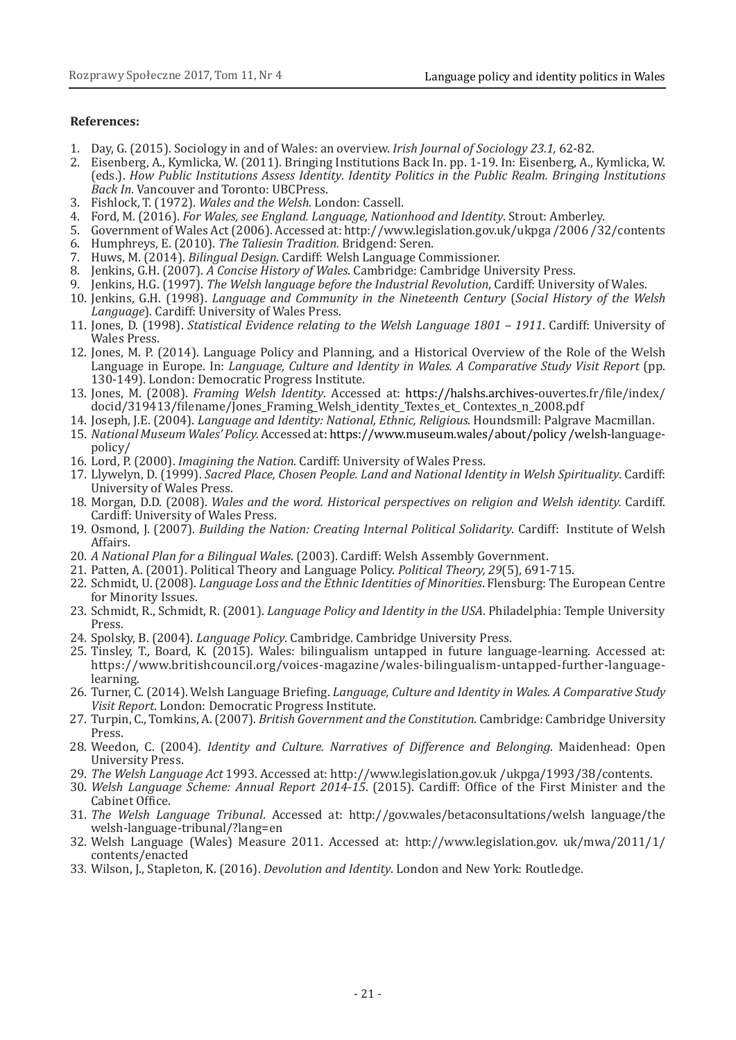**References:**

1. Day, G. (2015). Sociology in and of Wales: an overview. *Irish Journal of Sociology 23.1,* 62-82.
2. Eisenberg, A., Kymlicka, W. (2011). Bringing Institutions Back In. pp. 1-19. In: Eisenberg, A., Kymlicka, W. (eds.). *How Public Institutions Assess Identity*. *Identity Politics in the Public Realm. Bringing Institutions Back In*. Vancouver and Toronto: UBCPress.
3. Fishlock, T. (1972). *Wales and the Welsh*. London: Cassell.
4. Ford, M. (2016). *For Wales, see England. Language, Nationhood and Identity*. Strout: Amberley.
5. Government of Wales Act (2006). Accessed at: http://www.legislation.gov.uk/ukpga /2006 /32/contents
6. Humphreys, E. (2010). *The Taliesin Tradition.* Bridgend: Seren.
7. Huws, M. (2014). *Bilingual Design*. Cardiff: Welsh Language Commissioner.
8. Jenkins, G.H. (2007). *A Concise History of Wales*. Cambridge: Cambridge University Press.
9. Jenkins, H.G. (1997). *The Welsh language before the Industrial Revolution*, Cardiff: University of Wales.
10. Jenkins, G.H. (1998). *Language and Community in the Nineteenth Century* (*Social History of the Welsh Language*). Cardiff: University of Wales Press.
11. Jones, D. (1998). *Statistical Evidence relating to the Welsh Language 1801 – 1911*. Cardiff: University of Wales Press.
12. Jones, M. P. (2014). Language Policy and Planning, and a Historical Overview of the Role of the Welsh Language in Europe. In: *Language, Culture and Identity in Wales. A Comparative Study Visit Report* (pp. 130-149). London: Democratic Progress Institute.
13. Jones, M. (2008). *Framing Welsh Identity*. Accessed at: https://halshs.archives-ouvertes.fr/file/index/docid/319413/filename/Jones_Framing_Welsh_identity_Textes_et_ Contextes_n_2008.pdf
14. Joseph, J.E. (2004). *Language and Identity: National, Ethnic, Religious*. Houndsmill: Palgrave Macmillan.
15. *National Museum Wales' Policy.* Accessed at: https://www.museum.wales/about/policy /welsh-language-policy/
16. Lord, P. (2000). *Imagining the Nation*. Cardiff: University of Wales Press.
17. Llywelyn, D. (1999). *Sacred Place, Chosen People. Land and National Identity in Welsh Spirituality*. Cardiff: University of Wales Press.
18. Morgan, D.D. (2008). *Wales and the word. Historical perspectives on religion and Welsh identity.* Cardiff. Cardiff: University of Wales Press.
19. Osmond, J. (2007). *Building the Nation: Creating Internal Political Solidarity*. Cardiff: Institute of Welsh Affairs.
20. *A National Plan for a Bilingual Wales*. (2003). Cardiff: Welsh Assembly Government.
21. Patten, A. (2001). Political Theory and Language Policy. *Political Theory, 29*(5), 691-715.
22. Schmidt, U. (2008). *Language Loss and the Ethnic Identities of Minorities*. Flensburg: The European Centre for Minority Issues.
23. Schmidt, R., Schmidt, R. (2001). *Language Policy and Identity in the USA*. Philadelphia: Temple University Press.
24. Spolsky, B. (2004). *Language Policy*. Cambridge. Cambridge University Press.
25. Tinsley, T., Board, K. (2015). Wales: bilingualism untapped in future language-learning. Accessed at: https://www.britishcouncil.org/voices-magazine/wales-bilingualism-untapped-further-language-learning.
26. Turner, C. (2014). Welsh Language Briefing. *Language, Culture and Identity in Wales. A Comparative Study Visit Report.* London: Democratic Progress Institute.
27. Turpin, C., Tomkins, A. (2007). *British Government and the Constitution*. Cambridge: Cambridge University Press.
28. Weedon, C. (2004). *Identity and Culture. Narratives of Difference and Belonging*. Maidenhead: Open University Press.
29. *The Welsh Language Act* 1993. Accessed at: http://www.legislation.gov.uk /ukpga/1993/38/contents.
30. *Welsh Language Scheme: Annual Report 2014-15*. (2015). Cardiff: Office of the First Minister and the Cabinet Office.
31. *The Welsh Language Tribunal*. Accessed at: http://gov.wales/betaconsultations/welsh language/the welsh-language-tribunal/?lang=en
32. Welsh Language (Wales) Measure 2011. Accessed at: http://www.legislation.gov. uk/mwa/2011/1/ contents/enacted
33. Wilson, J., Stapleton, K. (2016). *Devolution and Identity*. London and New York: Routledge.